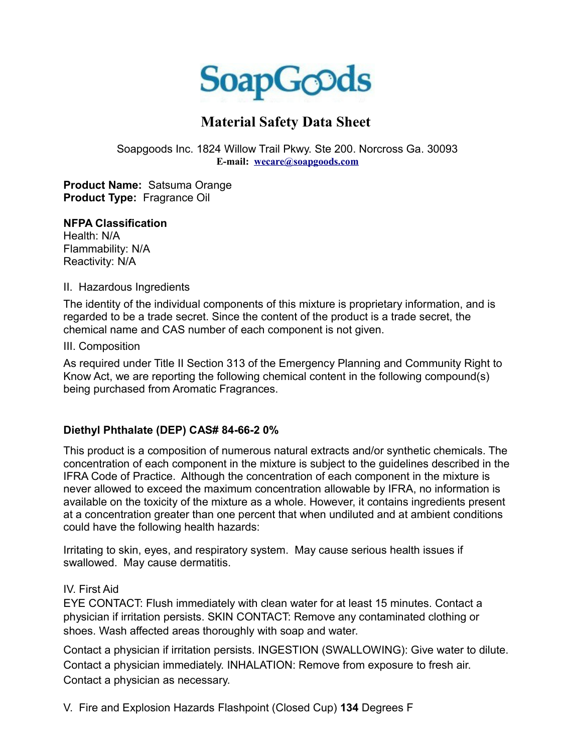SoapGoods

# Material Safety Data Sheet

Soapgoods Inc. 1824 Willow Trail Pkwy. Ste 200. Norcross Ga. 30093
**E-mail: wecare@soapgoods.com**

**Product Name:** Satsuma Orange
**Product Type:** Fragrance Oil

**NFPA Classification**
Health: N/A
Flammability: N/A
Reactivity: N/A

II. Hazardous Ingredients

The identity of the individual components of this mixture is proprietary information, and is regarded to be a trade secret. Since the content of the product is a trade secret, the chemical name and CAS number of each component is not given.

III. Composition

As required under Title II Section 313 of the Emergency Planning and Community Right to Know Act, we are reporting the following chemical content in the following compound(s) being purchased from Aromatic Fragrances.

**Diethyl Phthalate (DEP) CAS# 84-66-2 0%**

This product is a composition of numerous natural extracts and/or synthetic chemicals. The concentration of each component in the mixture is subject to the guidelines described in the IFRA Code of Practice. Although the concentration of each component in the mixture is never allowed to exceed the maximum concentration allowable by IFRA, no information is available on the toxicity of the mixture as a whole. However, it contains ingredients present at a concentration greater than one percent that when undiluted and at ambient conditions could have the following health hazards:

Irritating to skin, eyes, and respiratory system. May cause serious health issues if swallowed. May cause dermatitis.

IV. First Aid
EYE CONTACT: Flush immediately with clean water for at least 15 minutes. Contact a physician if irritation persists. SKIN CONTACT: Remove any contaminated clothing or shoes. Wash affected areas thoroughly with soap and water.

Contact a physician if irritation persists. INGESTION (SWALLOWING): Give water to dilute. Contact a physician immediately. INHALATION: Remove from exposure to fresh air. Contact a physician as necessary.

V. Fire and Explosion Hazards Flashpoint (Closed Cup) **134** Degrees F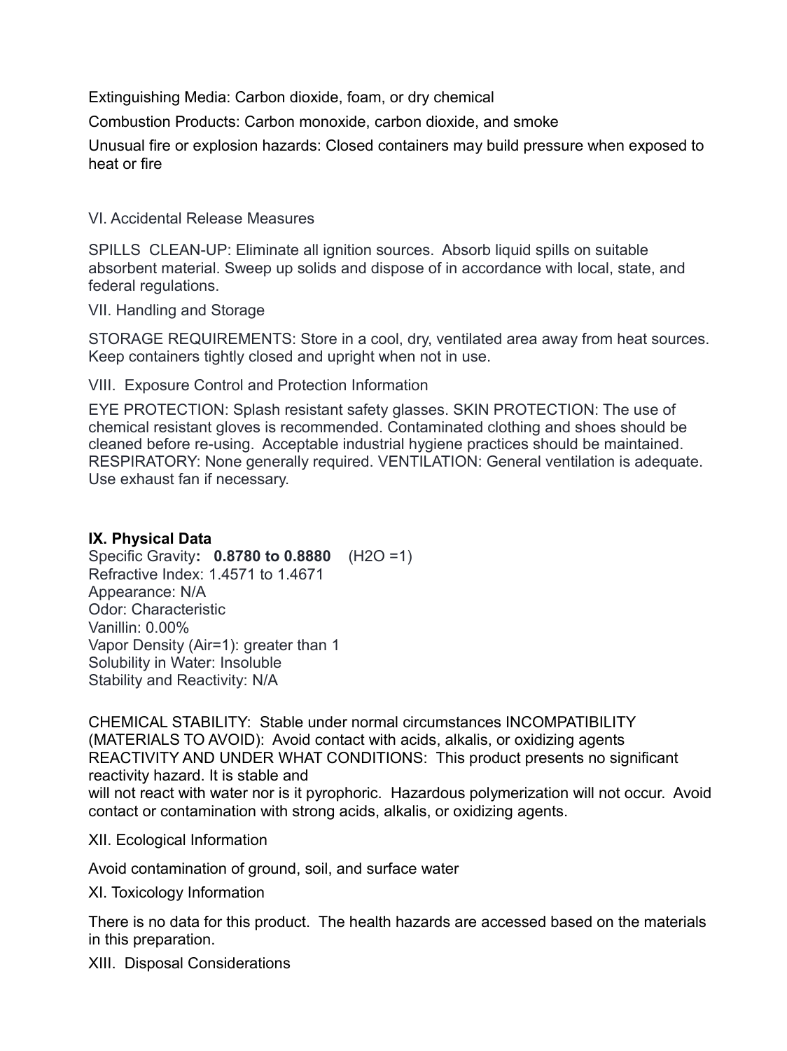Extinguishing Media: Carbon dioxide, foam, or dry chemical

Combustion Products: Carbon monoxide, carbon dioxide, and smoke

Unusual fire or explosion hazards: Closed containers may build pressure when exposed to heat or fire

VI. Accidental Release Measures

SPILLS CLEAN-UP: Eliminate all ignition sources. Absorb liquid spills on suitable absorbent material. Sweep up solids and dispose of in accordance with local, state, and federal regulations.

VII. Handling and Storage

STORAGE REQUIREMENTS: Store in a cool, dry, ventilated area away from heat sources. Keep containers tightly closed and upright when not in use.

VIII. Exposure Control and Protection Information

EYE PROTECTION: Splash resistant safety glasses. SKIN PROTECTION: The use of chemical resistant gloves is recommended. Contaminated clothing and shoes should be cleaned before re-using. Acceptable industrial hygiene practices should be maintained. RESPIRATORY: None generally required. VENTILATION: General ventilation is adequate. Use exhaust fan if necessary.

**IX. Physical Data**

Specific Gravity**: 0.8780 to 0.8880** ($H_2O$ =1)
Refractive Index: 1.4571 to 1.4671
Appearance: N/A
Odor: Characteristic
Vanillin: 0.00%
Vapor Density (Air=1): greater than 1
Solubility in Water: Insoluble
Stability and Reactivity: N/A

CHEMICAL STABILITY: Stable under normal circumstances INCOMPATIBILITY (MATERIALS TO AVOID): Avoid contact with acids, alkalis, or oxidizing agents REACTIVITY AND UNDER WHAT CONDITIONS: This product presents no significant reactivity hazard. It is stable and
will not react with water nor is it pyrophoric. Hazardous polymerization will not occur. Avoid contact or contamination with strong acids, alkalis, or oxidizing agents.

XII. Ecological Information

Avoid contamination of ground, soil, and surface water

XI. Toxicology Information

There is no data for this product. The health hazards are accessed based on the materials in this preparation.

XIII. Disposal Considerations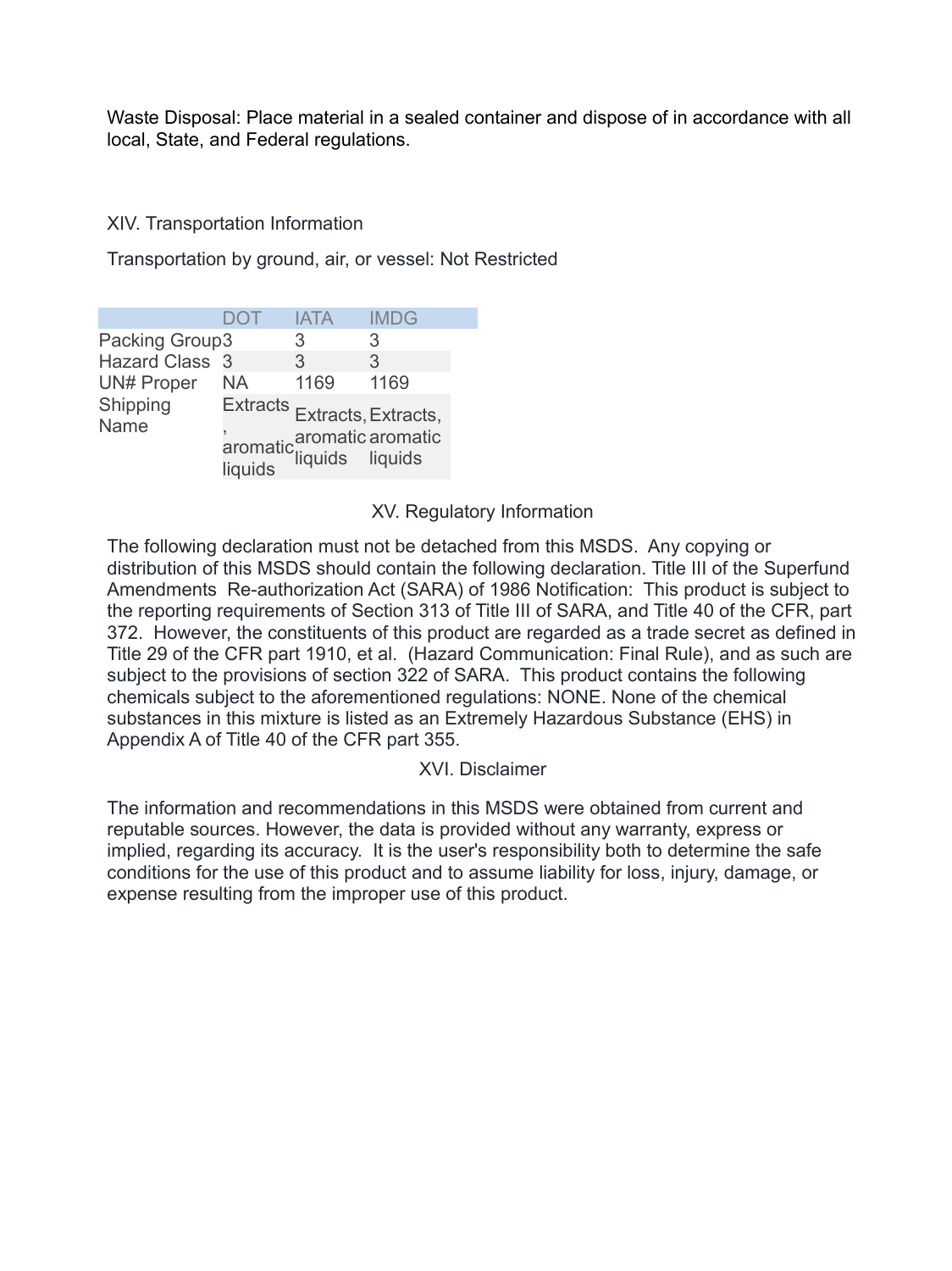Waste Disposal: Place material in a sealed container and dispose of in accordance with all local, State, and Federal regulations.

## XIV. Transportation Information

Transportation by ground, air, or vessel: Not Restricted

| | DOT | IATA | IMDG |
|---|---|---|---|
| Packing Group | 3 | 3 | 3 |
| Hazard Class | 3 | 3 | 3 |
| UN# Proper | NA | 1169 | 1169 |
| Shipping Name | Extracts, aromatic liquids | Extracts, aromatic liquids | Extracts, aromatic liquids |

## XV. Regulatory Information

The following declaration must not be detached from this MSDS. Any copying or distribution of this MSDS should contain the following declaration. Title III of the Superfund Amendments Re-authorization Act (SARA) of 1986 Notification: This product is subject to the reporting requirements of Section 313 of Title III of SARA, and Title 40 of the CFR, part 372. However, the constituents of this product are regarded as a trade secret as defined in Title 29 of the CFR part 1910, et al. (Hazard Communication: Final Rule), and as such are subject to the provisions of section 322 of SARA. This product contains the following chemicals subject to the aforementioned regulations: NONE. None of the chemical substances in this mixture is listed as an Extremely Hazardous Substance (EHS) in Appendix A of Title 40 of the CFR part 355.

## XVI. Disclaimer

The information and recommendations in this MSDS were obtained from current and reputable sources. However, the data is provided without any warranty, express or implied, regarding its accuracy. It is the user's responsibility both to determine the safe conditions for the use of this product and to assume liability for loss, injury, damage, or expense resulting from the improper use of this product.